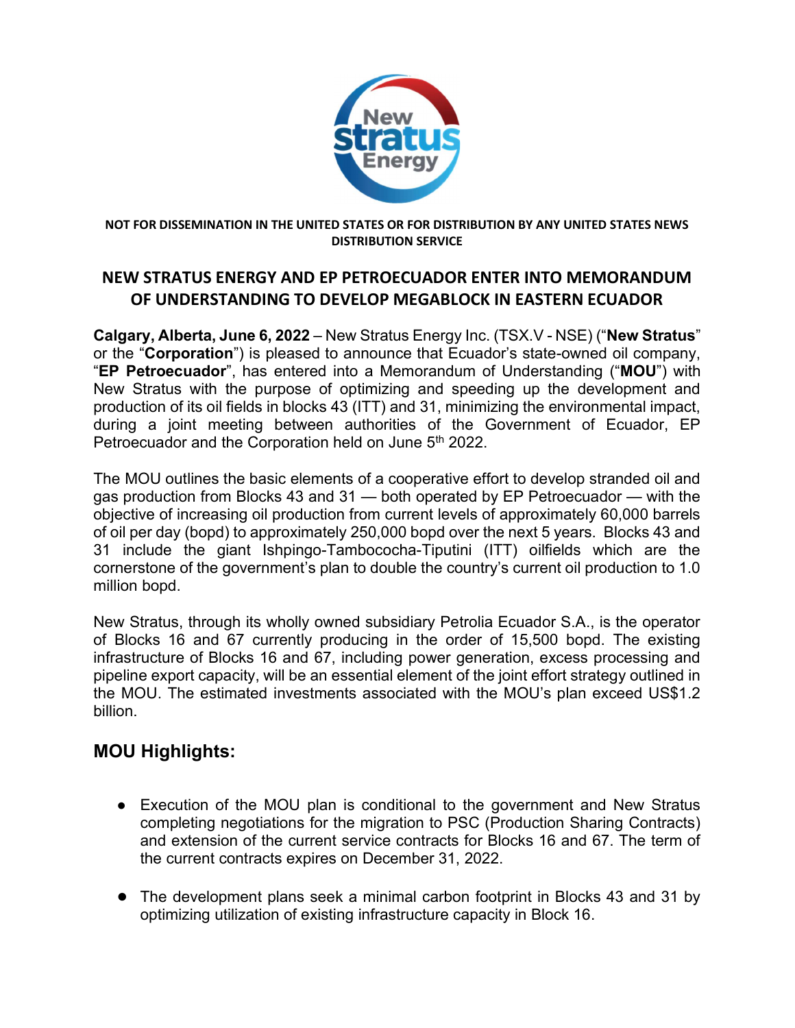NOT FOR DISSEMINATION IN THE UNITED STATES OR FOR DISTRIBUTION BY ANY UNITED STATES NEWS DISTRIBUTION SERVICE

# NEW STRATUS ENERGY AND EP PETROECUADOR ENTER INTO MEMORANDUM OF UNDERSTANDING TO DEVELOP MEGABLOCK IN EASTERN ECUADOR

**Calgary, Alberta, June 6, 2022** – New Stratus Energy Inc. (TSX.V - NSE) ("**New Stratus**" or the "**Corporation**") is pleased to announce that Ecuador's state-owned oil company, "**EP Petroecuador**", has entered into a Memorandum of Understanding ("**MOU**") with New Stratus with the purpose of optimizing and speeding up the development and production of its oil fields in blocks 43 (ITT) and 31, minimizing the environmental impact, during a joint meeting between authorities of the Government of Ecuador, EP Petroecuador and the Corporation held on June 5th 2022.

The MOU outlines the basic elements of a cooperative effort to develop stranded oil and gas production from Blocks 43 and 31 — both operated by EP Petroecuador — with the objective of increasing oil production from current levels of approximately 60,000 barrels of oil per day (bopd) to approximately 250,000 bopd over the next 5 years. Blocks 43 and 31 include the giant Ishpingo-Tambococha-Tiputini (ITT) oilfields which are the cornerstone of the government's plan to double the country's current oil production to 1.0 million bopd.

New Stratus, through its wholly owned subsidiary Petrolia Ecuador S.A., is the operator of Blocks 16 and 67 currently producing in the order of 15,500 bopd. The existing infrastructure of Blocks 16 and 67, including power generation, excess processing and pipeline export capacity, will be an essential element of the joint effort strategy outlined in the MOU. The estimated investments associated with the MOU's plan exceed US$1.2 billion.

## MOU Highlights:

- Execution of the MOU plan is conditional to the government and New Stratus completing negotiations for the migration to PSC (Production Sharing Contracts) and extension of the current service contracts for Blocks 16 and 67. The term of the current contracts expires on December 31, 2022.
- The development plans seek a minimal carbon footprint in Blocks 43 and 31 by optimizing utilization of existing infrastructure capacity in Block 16.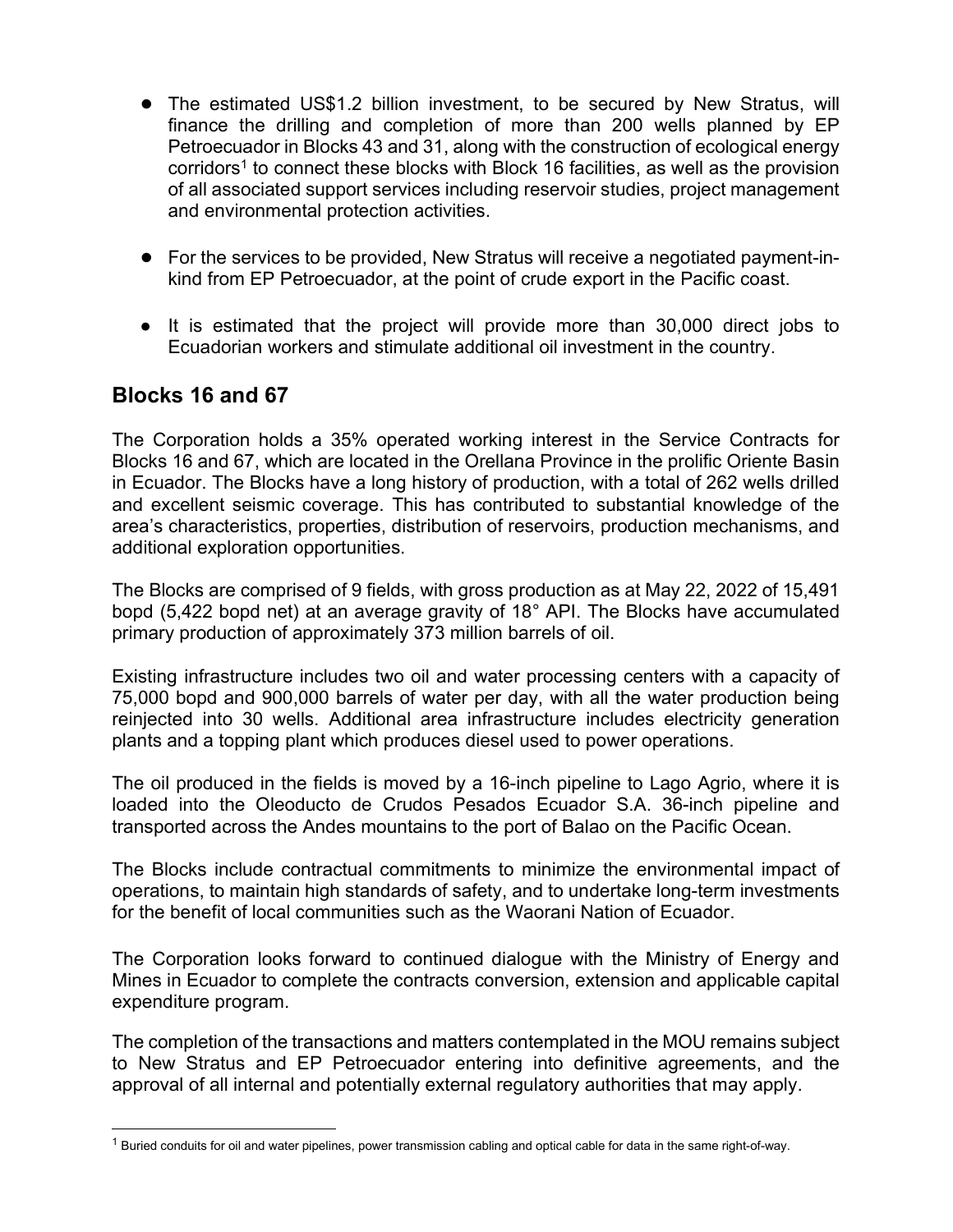- The estimated US$1.2 billion investment, to be secured by New Stratus, will finance the drilling and completion of more than 200 wells planned by EP Petroecuador in Blocks 43 and 31, along with the construction of ecological energy corridors[1] to connect these blocks with Block 16 facilities, as well as the provision of all associated support services including reservoir studies, project management and environmental protection activities.

- For the services to be provided, New Stratus will receive a negotiated payment-in-kind from EP Petroecuador, at the point of crude export in the Pacific coast.

- It is estimated that the project will provide more than 30,000 direct jobs to Ecuadorian workers and stimulate additional oil investment in the country.

## Blocks 16 and 67

The Corporation holds a 35% operated working interest in the Service Contracts for Blocks 16 and 67, which are located in the Orellana Province in the prolific Oriente Basin in Ecuador. The Blocks have a long history of production, with a total of 262 wells drilled and excellent seismic coverage. This has contributed to substantial knowledge of the area's characteristics, properties, distribution of reservoirs, production mechanisms, and additional exploration opportunities.

The Blocks are comprised of 9 fields, with gross production as at May 22, 2022 of 15,491 bopd (5,422 bopd net) at an average gravity of 18° API. The Blocks have accumulated primary production of approximately 373 million barrels of oil.

Existing infrastructure includes two oil and water processing centers with a capacity of 75,000 bopd and 900,000 barrels of water per day, with all the water production being reinjected into 30 wells. Additional area infrastructure includes electricity generation plants and a topping plant which produces diesel used to power operations.

The oil produced in the fields is moved by a 16-inch pipeline to Lago Agrio, where it is loaded into the Oleoducto de Crudos Pesados Ecuador S.A. 36-inch pipeline and transported across the Andes mountains to the port of Balao on the Pacific Ocean.

The Blocks include contractual commitments to minimize the environmental impact of operations, to maintain high standards of safety, and to undertake long-term investments for the benefit of local communities such as the Waorani Nation of Ecuador.

The Corporation looks forward to continued dialogue with the Ministry of Energy and Mines in Ecuador to complete the contracts conversion, extension and applicable capital expenditure program.

The completion of the transactions and matters contemplated in the MOU remains subject to New Stratus and EP Petroecuador entering into definitive agreements, and the approval of all internal and potentially external regulatory authorities that may apply.

---

[1] Buried conduits for oil and water pipelines, power transmission cabling and optical cable for data in the same right-of-way.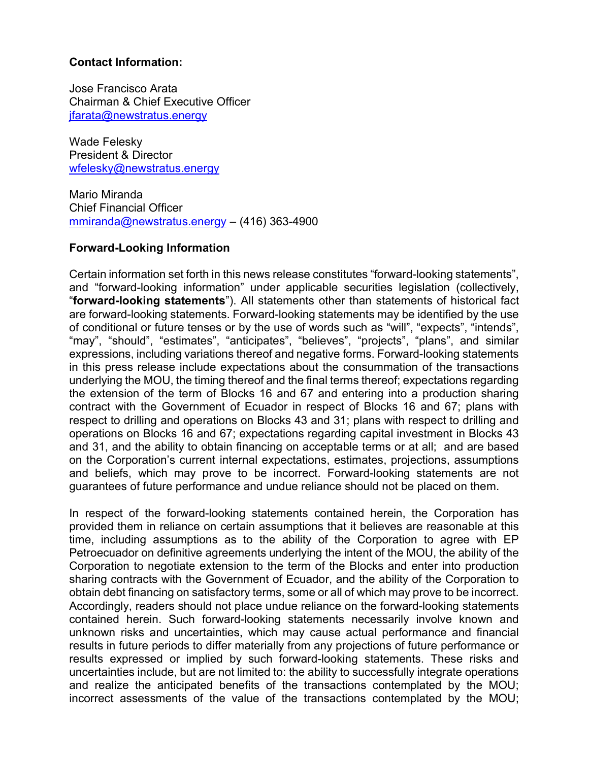**Contact Information:**

Jose Francisco Arata
Chairman & Chief Executive Officer
jfarata@newstratus.energy

Wade Felesky
President & Director
wfelesky@newstratus.energy

Mario Miranda
Chief Financial Officer
mmiranda@newstratus.energy – (416) 363-4900

**Forward-Looking Information**

Certain information set forth in this news release constitutes "forward-looking statements", and "forward-looking information" under applicable securities legislation (collectively, "**forward-looking statements**"). All statements other than statements of historical fact are forward-looking statements. Forward-looking statements may be identified by the use of conditional or future tenses or by the use of words such as "will", "expects", "intends", "may", "should", "estimates", "anticipates", "believes", "projects", "plans", and similar expressions, including variations thereof and negative forms. Forward-looking statements in this press release include expectations about the consummation of the transactions underlying the MOU, the timing thereof and the final terms thereof; expectations regarding the extension of the term of Blocks 16 and 67 and entering into a production sharing contract with the Government of Ecuador in respect of Blocks 16 and 67; plans with respect to drilling and operations on Blocks 43 and 31; plans with respect to drilling and operations on Blocks 16 and 67; expectations regarding capital investment in Blocks 43 and 31, and the ability to obtain financing on acceptable terms or at all; and are based on the Corporation's current internal expectations, estimates, projections, assumptions and beliefs, which may prove to be incorrect. Forward-looking statements are not guarantees of future performance and undue reliance should not be placed on them.

In respect of the forward-looking statements contained herein, the Corporation has provided them in reliance on certain assumptions that it believes are reasonable at this time, including assumptions as to the ability of the Corporation to agree with EP Petroecuador on definitive agreements underlying the intent of the MOU, the ability of the Corporation to negotiate extension to the term of the Blocks and enter into production sharing contracts with the Government of Ecuador, and the ability of the Corporation to obtain debt financing on satisfactory terms, some or all of which may prove to be incorrect. Accordingly, readers should not place undue reliance on the forward-looking statements contained herein. Such forward-looking statements necessarily involve known and unknown risks and uncertainties, which may cause actual performance and financial results in future periods to differ materially from any projections of future performance or results expressed or implied by such forward-looking statements. These risks and uncertainties include, but are not limited to: the ability to successfully integrate operations and realize the anticipated benefits of the transactions contemplated by the MOU; incorrect assessments of the value of the transactions contemplated by the MOU;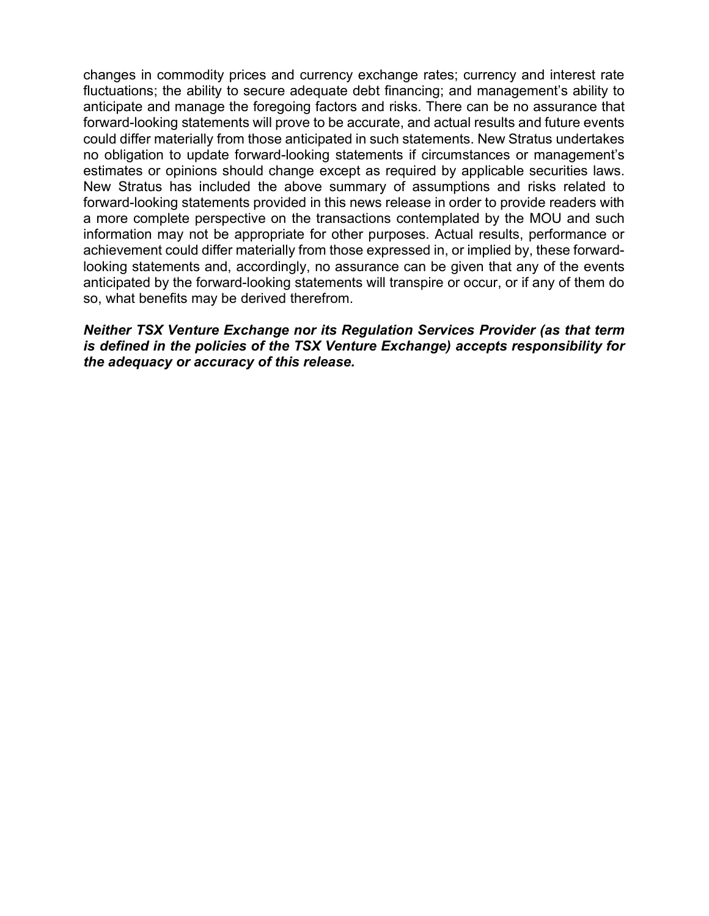changes in commodity prices and currency exchange rates; currency and interest rate fluctuations; the ability to secure adequate debt financing; and management's ability to anticipate and manage the foregoing factors and risks. There can be no assurance that forward-looking statements will prove to be accurate, and actual results and future events could differ materially from those anticipated in such statements. New Stratus undertakes no obligation to update forward-looking statements if circumstances or management's estimates or opinions should change except as required by applicable securities laws. New Stratus has included the above summary of assumptions and risks related to forward-looking statements provided in this news release in order to provide readers with a more complete perspective on the transactions contemplated by the MOU and such information may not be appropriate for other purposes. Actual results, performance or achievement could differ materially from those expressed in, or implied by, these forward-looking statements and, accordingly, no assurance can be given that any of the events anticipated by the forward-looking statements will transpire or occur, or if any of them do so, what benefits may be derived therefrom.

***Neither TSX Venture Exchange nor its Regulation Services Provider (as that term is defined in the policies of the TSX Venture Exchange) accepts responsibility for the adequacy or accuracy of this release.***